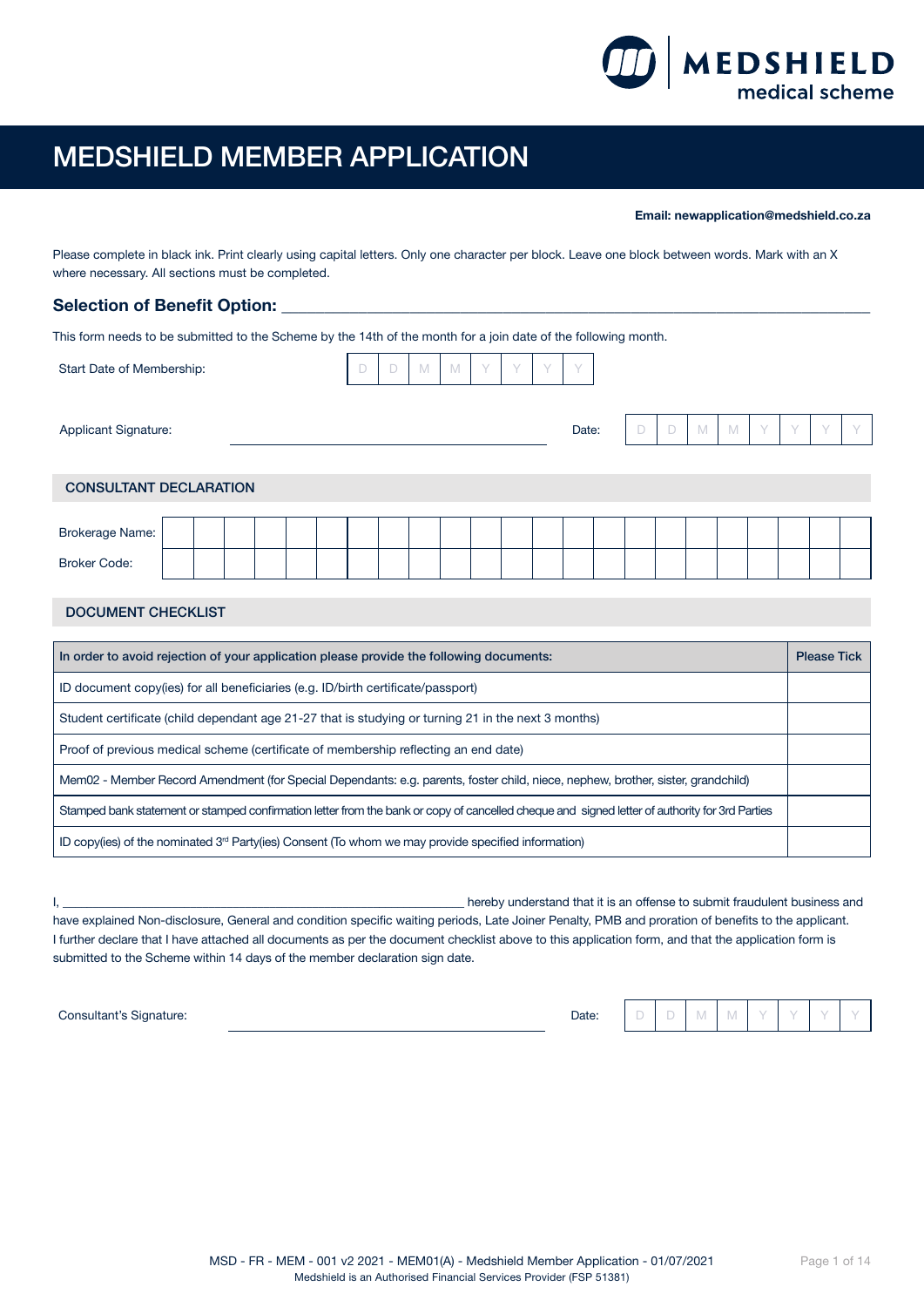# MEDSHIELD MEMBER APPLICATION

**Email: newapplication@medshield.co.za**

Please complete in black ink. Print clearly using capital letters. Only one character per block. Leave one block between words. Mark with an X where necessary. All sections must be completed.

## Selection of Benefit Option: ___________________________

This form needs to be submitted to the Scheme by the 14th of the month for a join date of the following month.

Start Date of Membership: D D M M Y Y Y Y

Applicant Signature: ___________________________ Date: D D M M Y Y Y Y

## CONSULTANT DECLARATION

Brokerage Name:

Broker Code:

## DOCUMENT CHECKLIST

| In order to avoid rejection of your application please provide the following documents: | Please Tick |
|---|---|
| ID document copy(ies) for all beneficiaries (e.g. ID/birth certificate/passport) | |
| Student certificate (child dependant age 21-27 that is studying or turning 21 in the next 3 months) | |
| Proof of previous medical scheme (certificate of membership reflecting an end date) | |
| Mem02 - Member Record Amendment (for Special Dependants: e.g. parents, foster child, niece, nephew, brother, sister, grandchild) | |
| Stamped bank statement or stamped confirmation letter from the bank or copy of cancelled cheque and signed letter of authority for 3rd Parties | |
| ID copy(ies) of the nominated 3rd Party(ies) Consent (To whom we may provide specified information) | |

I, ___________________________ hereby understand that it is an offense to submit fraudulent business and have explained Non-disclosure, General and condition specific waiting periods, Late Joiner Penalty, PMB and proration of benefits to the applicant. I further declare that I have attached all documents as per the document checklist above to this application form, and that the application form is submitted to the Scheme within 14 days of the member declaration sign date.

Consultant's Signature: ___________________________ Date: D D M M Y Y Y Y

MSD - FR - MEM - 001 v2 2021 - MEM01(A) - Medshield Member Application - 01/07/2021

Medshield is an Authorised Financial Services Provider (FSP 51381)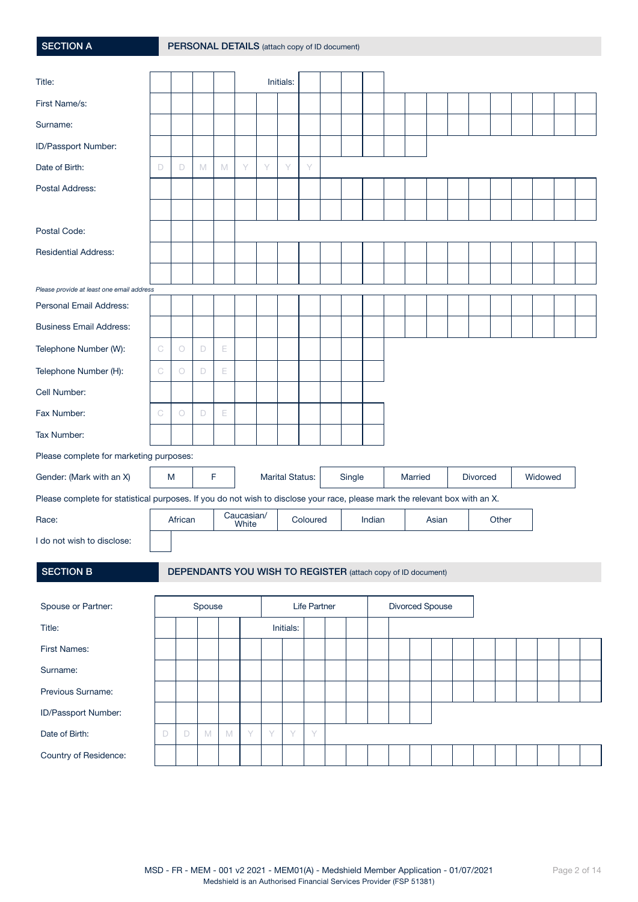## SECTION A — PERSONAL DETAILS (attach copy of ID document)

| | |
|---|---|
| Title: | Initials: |
| First Name/s: | |
| Surname: | |
| ID/Passport Number: | |
| Date of Birth: | D D M M Y Y Y Y |
| Postal Address: | |
| | |
| Postal Code: | |
| Residential Address: | |
| | |

*Please provide at least one email address*

| | |
|---|---|
| Personal Email Address: | |
| Business Email Address: | |
| Telephone Number (W): | C O D E |
| Telephone Number (H): | C O D E |
| Cell Number: | |
| Fax Number: | C O D E |
| Tax Number: | |

Please complete for marketing purposes:

| Gender: (Mark with an X) | M | F | Marital Status: | Single | Married | Divorced | Widowed |
|---|---|---|---|---|---|---|---|

Please complete for statistical purposes. If you do not wish to disclose your race, please mark the relevant box with an X.

| Race: | African | Caucasian/ White | Coloured | Indian | Asian | Other |
|---|---|---|---|---|---|---|

I do not wish to disclose:

## SECTION B — DEPENDANTS YOU WISH TO REGISTER (attach copy of ID document)

| Spouse or Partner: | Spouse | Life Partner | Divorced Spouse |
|---|---|---|---|

| | |
|---|---|
| Title: | Initials: |
| First Names: | |
| Surname: | |
| Previous Surname: | |
| ID/Passport Number: | |
| Date of Birth: | D D M M Y Y Y Y |
| Country of Residence: | |

MSD - FR - MEM - 001 v2 2021 - MEM01(A) - Medshield Member Application - 01/07/2021
Medshield is an Authorised Financial Services Provider (FSP 51381)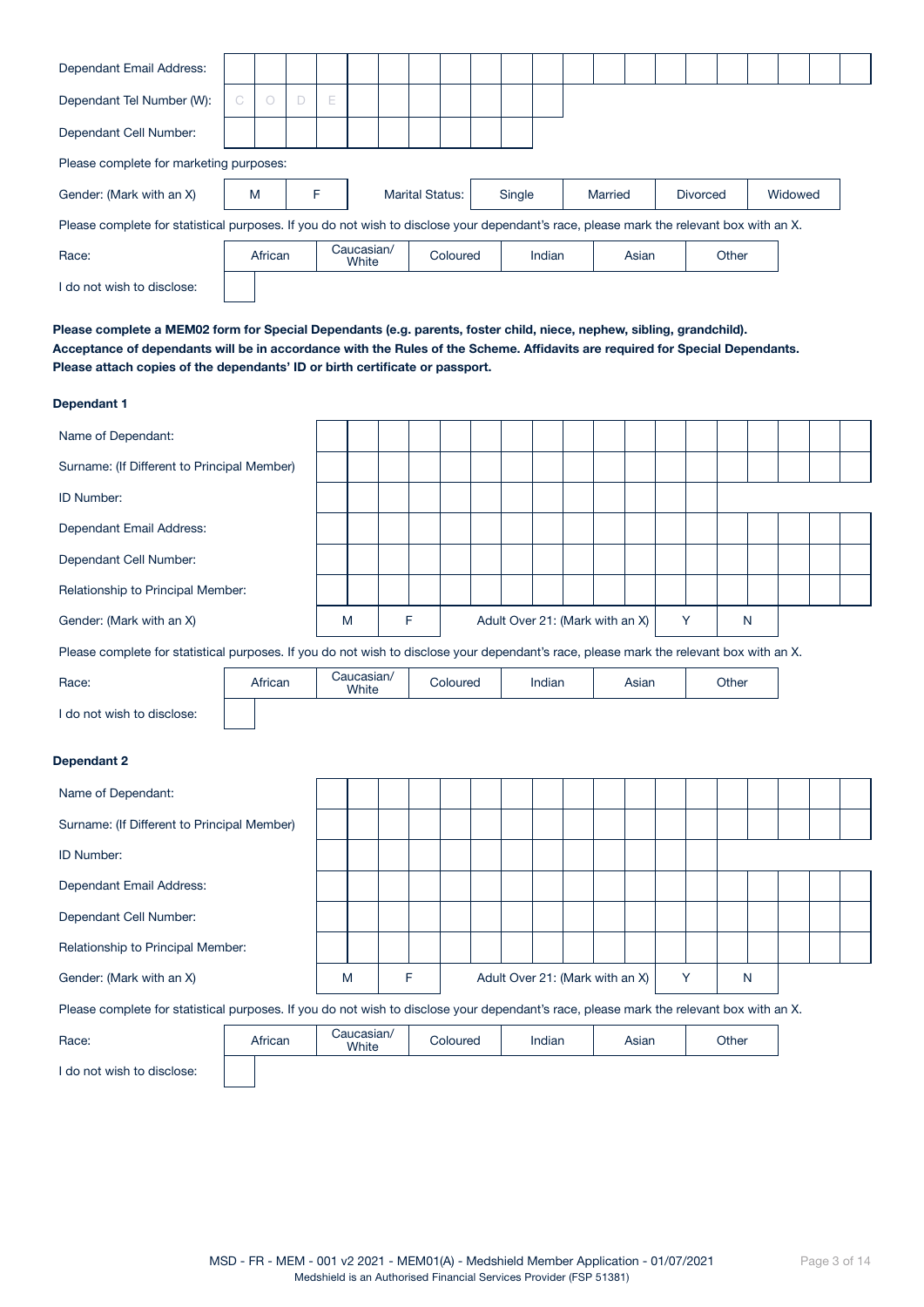| Dependant Email Address: | |
|---|---|
| Dependant Tel Number (W): | C O D E |
| Dependant Cell Number: | |

Please complete for marketing purposes:

| Gender: (Mark with an X) | M | F | Marital Status: | Single | Married | Divorced | Widowed |
|---|---|---|---|---|---|---|---|

Please complete for statistical purposes. If you do not wish to disclose your dependant's race, please mark the relevant box with an X.

| Race: | African | Caucasian/ White | Coloured | Indian | Asian | Other |
|---|---|---|---|---|---|---|

I do not wish to disclose: ☐

**Please complete a MEM02 form for Special Dependants (e.g. parents, foster child, niece, nephew, sibling, grandchild). Acceptance of dependants will be in accordance with the Rules of the Scheme. Affidavits are required for Special Dependants. Please attach copies of the dependants' ID or birth certificate or passport.**

**Dependant 1**

| Name of Dependant: | |
|---|---|
| Surname: (If Different to Principal Member) | |
| ID Number: | |
| Dependant Email Address: | |
| Dependant Cell Number: | |
| Relationship to Principal Member: | |

| Gender: (Mark with an X) | M | F | Adult Over 21: (Mark with an X) | Y | N |
|---|---|---|---|---|---|

Please complete for statistical purposes. If you do not wish to disclose your dependant's race, please mark the relevant box with an X.

| Race: | African | Caucasian/ White | Coloured | Indian | Asian | Other |
|---|---|---|---|---|---|---|

I do not wish to disclose: ☐

**Dependant 2**

| Name of Dependant: | |
|---|---|
| Surname: (If Different to Principal Member) | |
| ID Number: | |
| Dependant Email Address: | |
| Dependant Cell Number: | |
| Relationship to Principal Member: | |

| Gender: (Mark with an X) | M | F | Adult Over 21: (Mark with an X) | Y | N |
|---|---|---|---|---|---|

Please complete for statistical purposes. If you do not wish to disclose your dependant's race, please mark the relevant box with an X.

| Race: | African | Caucasian/ White | Coloured | Indian | Asian | Other |
|---|---|---|---|---|---|---|

I do not wish to disclose: ☐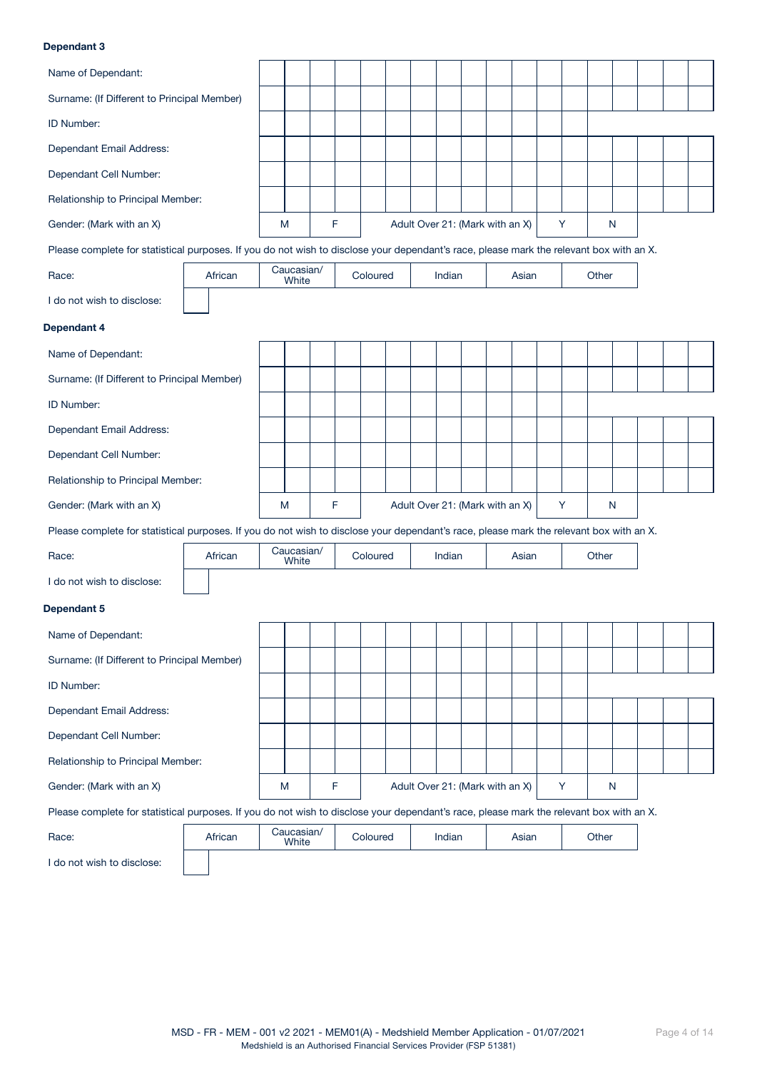**Dependant 3**

| | |
|---|---|
| Name of Dependant: | |
| Surname: (If Different to Principal Member) | |
| ID Number: | |
| Dependant Email Address: | |
| Dependant Cell Number: | |
| Relationship to Principal Member: | |

| Gender: (Mark with an X) | M | | F | | Adult Over 21: (Mark with an X) | Y | | N | |
|---|---|---|---|---|---|---|---|---|---|

Please complete for statistical purposes. If you do not wish to disclose your dependant's race, please mark the relevant box with an X.

| Race: | African | Caucasian/ White | Coloured | Indian | Asian | Other |
|---|---|---|---|---|---|---|
| | | | | | | |

I do not wish to disclose: ☐

**Dependant 4**

| | |
|---|---|
| Name of Dependant: | |
| Surname: (If Different to Principal Member) | |
| ID Number: | |
| Dependant Email Address: | |
| Dependant Cell Number: | |
| Relationship to Principal Member: | |

| Gender: (Mark with an X) | M | | F | | Adult Over 21: (Mark with an X) | Y | | N | |
|---|---|---|---|---|---|---|---|---|---|

Please complete for statistical purposes. If you do not wish to disclose your dependant's race, please mark the relevant box with an X.

| Race: | African | Caucasian/ White | Coloured | Indian | Asian | Other |
|---|---|---|---|---|---|---|
| | | | | | | |

I do not wish to disclose: ☐

**Dependant 5**

| | |
|---|---|
| Name of Dependant: | |
| Surname: (If Different to Principal Member) | |
| ID Number: | |
| Dependant Email Address: | |
| Dependant Cell Number: | |
| Relationship to Principal Member: | |

| Gender: (Mark with an X) | M | | F | | Adult Over 21: (Mark with an X) | Y | | N | |
|---|---|---|---|---|---|---|---|---|---|

Please complete for statistical purposes. If you do not wish to disclose your dependant's race, please mark the relevant box with an X.

| Race: | African | Caucasian/ White | Coloured | Indian | Asian | Other |
|---|---|---|---|---|---|---|
| | | | | | | |

I do not wish to disclose: ☐

MSD - FR - MEM - 001 v2 2021 - MEM01(A) - Medshield Member Application - 01/07/2021
Medshield is an Authorised Financial Services Provider (FSP 51381)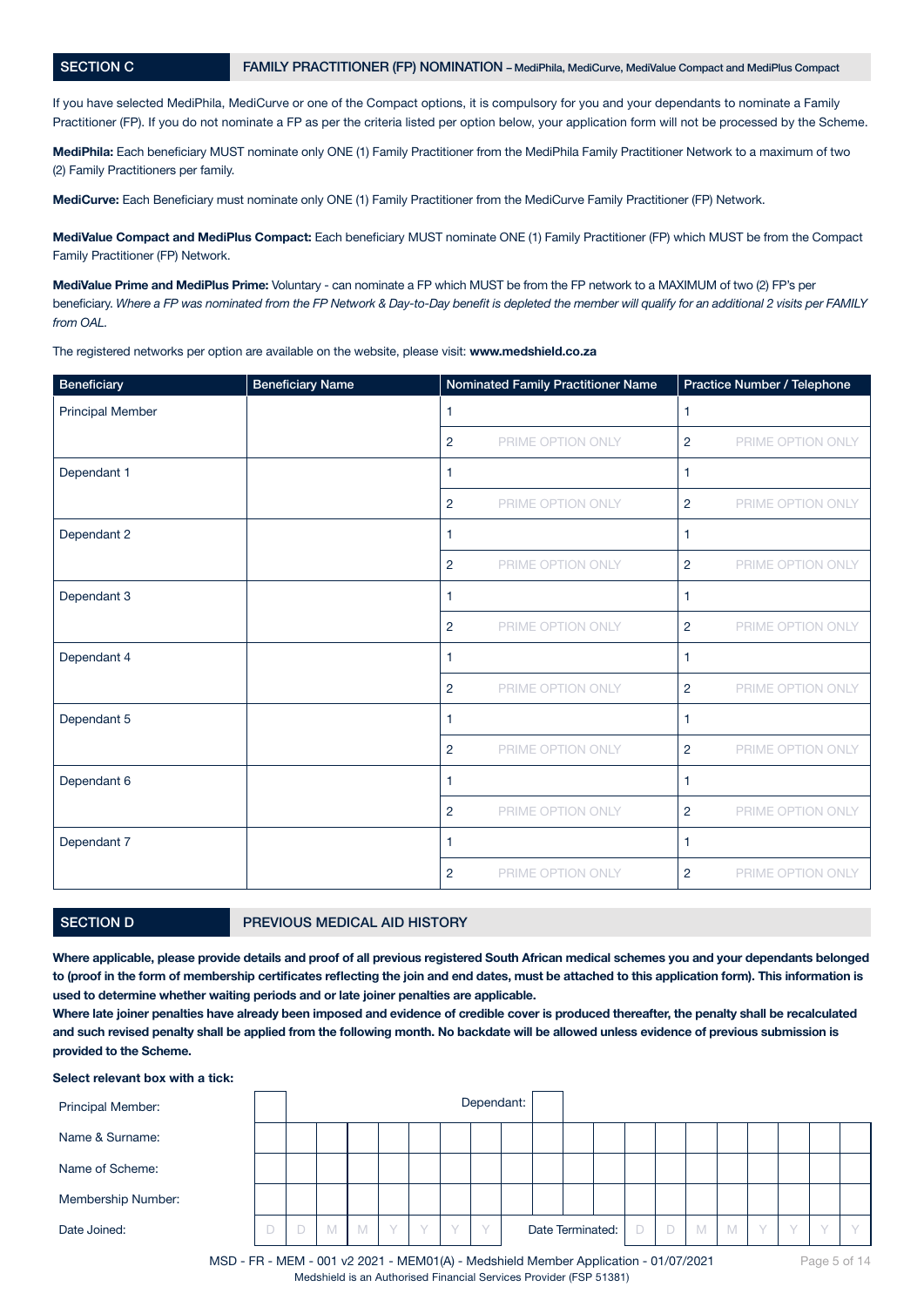## SECTION C — FAMILY PRACTITIONER (FP) NOMINATION – MediPhila, MediCurve, MediValue Compact and MediPlus Compact

If you have selected MediPhila, MediCurve or one of the Compact options, it is compulsory for you and your dependants to nominate a Family Practitioner (FP). If you do not nominate a FP as per the criteria listed per option below, your application form will not be processed by the Scheme.

**MediPhila:** Each beneficiary MUST nominate only ONE (1) Family Practitioner from the MediPhila Family Practitioner Network to a maximum of two (2) Family Practitioners per family.

**MediCurve:** Each Beneficiary must nominate only ONE (1) Family Practitioner from the MediCurve Family Practitioner (FP) Network.

**MediValue Compact and MediPlus Compact:** Each beneficiary MUST nominate ONE (1) Family Practitioner (FP) which MUST be from the Compact Family Practitioner (FP) Network.

**MediValue Prime and MediPlus Prime:** Voluntary - can nominate a FP which MUST be from the FP network to a MAXIMUM of two (2) FP's per beneficiary. *Where a FP was nominated from the FP Network & Day-to-Day benefit is depleted the member will qualify for an additional 2 visits per FAMILY from OAL.*

The registered networks per option are available on the website, please visit: **www.medshield.co.za**

| Beneficiary | Beneficiary Name | Nominated Family Practitioner Name | Practice Number / Telephone |
|---|---|---|---|
| Principal Member | | 1 | 1 |
| | | 2 PRIME OPTION ONLY | 2 PRIME OPTION ONLY |
| Dependant 1 | | 1 | 1 |
| | | 2 PRIME OPTION ONLY | 2 PRIME OPTION ONLY |
| Dependant 2 | | 1 | 1 |
| | | 2 PRIME OPTION ONLY | 2 PRIME OPTION ONLY |
| Dependant 3 | | 1 | 1 |
| | | 2 PRIME OPTION ONLY | 2 PRIME OPTION ONLY |
| Dependant 4 | | 1 | 1 |
| | | 2 PRIME OPTION ONLY | 2 PRIME OPTION ONLY |
| Dependant 5 | | 1 | 1 |
| | | 2 PRIME OPTION ONLY | 2 PRIME OPTION ONLY |
| Dependant 6 | | 1 | 1 |
| | | 2 PRIME OPTION ONLY | 2 PRIME OPTION ONLY |
| Dependant 7 | | 1 | 1 |
| | | 2 PRIME OPTION ONLY | 2 PRIME OPTION ONLY |

## SECTION D — PREVIOUS MEDICAL AID HISTORY

**Where applicable, please provide details and proof of all previous registered South African medical schemes you and your dependants belonged to (proof in the form of membership certificates reflecting the join and end dates, must be attached to this application form). This information is used to determine whether waiting periods and or late joiner penalties are applicable.**

**Where late joiner penalties have already been imposed and evidence of credible cover is produced thereafter, the penalty shall be recalculated and such revised penalty shall be applied from the following month. No backdate will be allowed unless evidence of previous submission is provided to the Scheme.**

**Select relevant box with a tick:**

| | |
|---|---|
| Principal Member: | ☐ Dependant: ☐ |
| Name & Surname: | |
| Name of Scheme: | |
| Membership Number: | |
| Date Joined: | D D M M Y Y Y Y Date Terminated: D D M M Y Y Y Y |

MSD - FR - MEM - 001 v2 2021 - MEM01(A) - Medshield Member Application - 01/07/2021

Medshield is an Authorised Financial Services Provider (FSP 51381)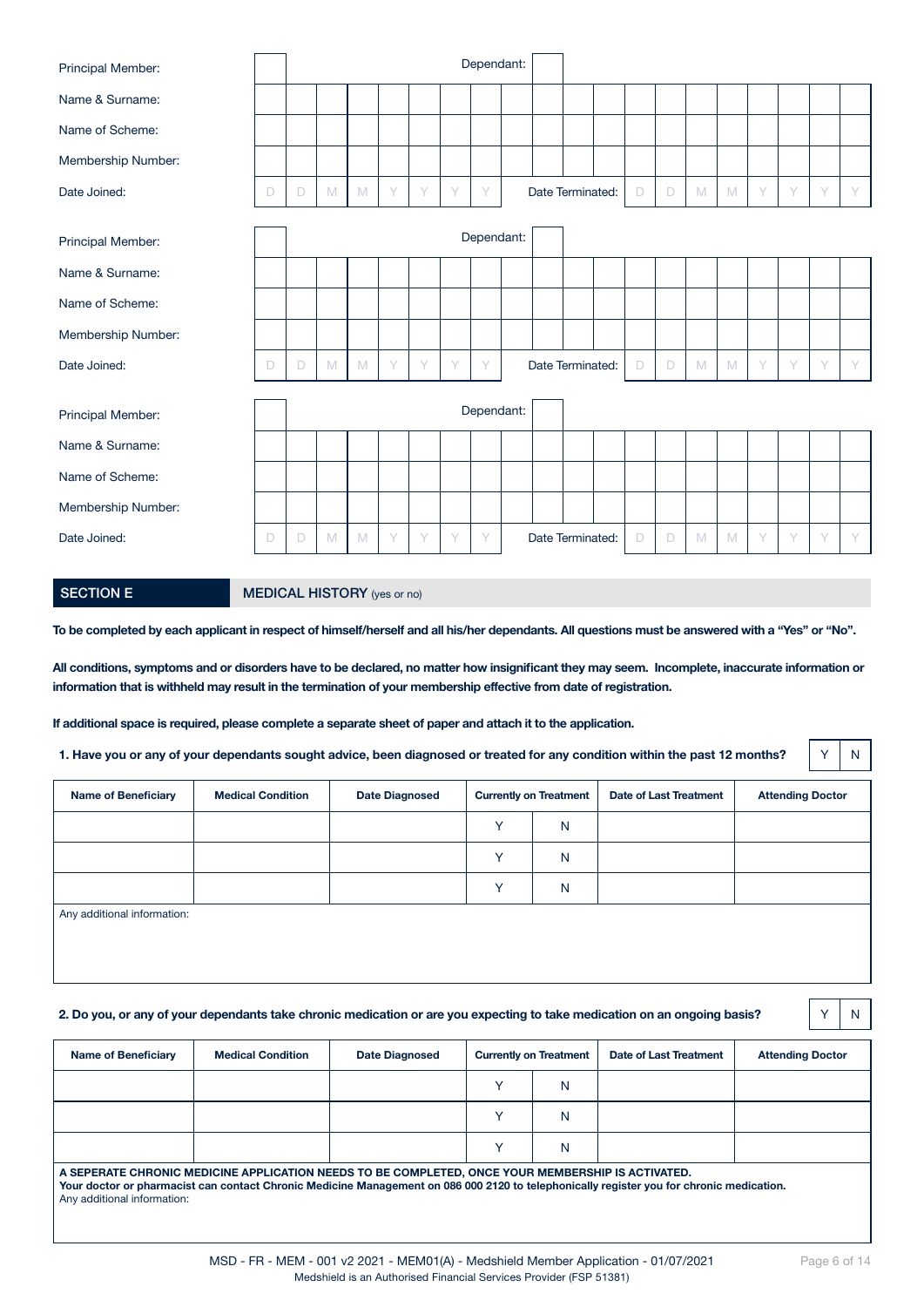| | |
|---|---|
| Principal Member: | Dependant: |
| Name & Surname: | |
| Name of Scheme: | |
| Membership Number: | |
| Date Joined: D D M M Y Y Y Y | Date Terminated: D D M M Y Y Y Y |

| | |
|---|---|
| Principal Member: | Dependant: |
| Name & Surname: | |
| Name of Scheme: | |
| Membership Number: | |
| Date Joined: D D M M Y Y Y Y | Date Terminated: D D M M Y Y Y Y |

| | |
|---|---|
| Principal Member: | Dependant: |
| Name & Surname: | |
| Name of Scheme: | |
| Membership Number: | |
| Date Joined: D D M M Y Y Y Y | Date Terminated: D D M M Y Y Y Y |

## SECTION E — MEDICAL HISTORY (yes or no)

**To be completed by each applicant in respect of himself/herself and all his/her dependants. All questions must be answered with a "Yes" or "No".**

**All conditions, symptoms and or disorders have to be declared, no matter how insignificant they may seem. Incomplete, inaccurate information or information that is withheld may result in the termination of your membership effective from date of registration.**

**If additional space is required, please complete a separate sheet of paper and attach it to the application.**

**1. Have you or any of your dependants sought advice, been diagnosed or treated for any condition within the past 12 months?** Y N

| Name of Beneficiary | Medical Condition | Date Diagnosed | Currently on Treatment | | Date of Last Treatment | Attending Doctor |
|---|---|---|---|---|---|---|
| | | | Y | N | | |
| | | | Y | N | | |
| | | | Y | N | | |

Any additional information:

**2. Do you, or any of your dependants take chronic medication or are you expecting to take medication on an ongoing basis?** Y N

| Name of Beneficiary | Medical Condition | Date Diagnosed | Currently on Treatment | | Date of Last Treatment | Attending Doctor |
|---|---|---|---|---|---|---|
| | | | Y | N | | |
| | | | Y | N | | |
| | | | Y | N | | |

**A SEPERATE CHRONIC MEDICINE APPLICATION NEEDS TO BE COMPLETED, ONCE YOUR MEMBERSHIP IS ACTIVATED.**
**Your doctor or pharmacist can contact Chronic Medicine Management on 086 000 2120 to telephonically register you for chronic medication.**
Any additional information:

MSD - FR - MEM - 001 v2 2021 - MEM01(A) - Medshield Member Application - 01/07/2021
Medshield is an Authorised Financial Services Provider (FSP 51381)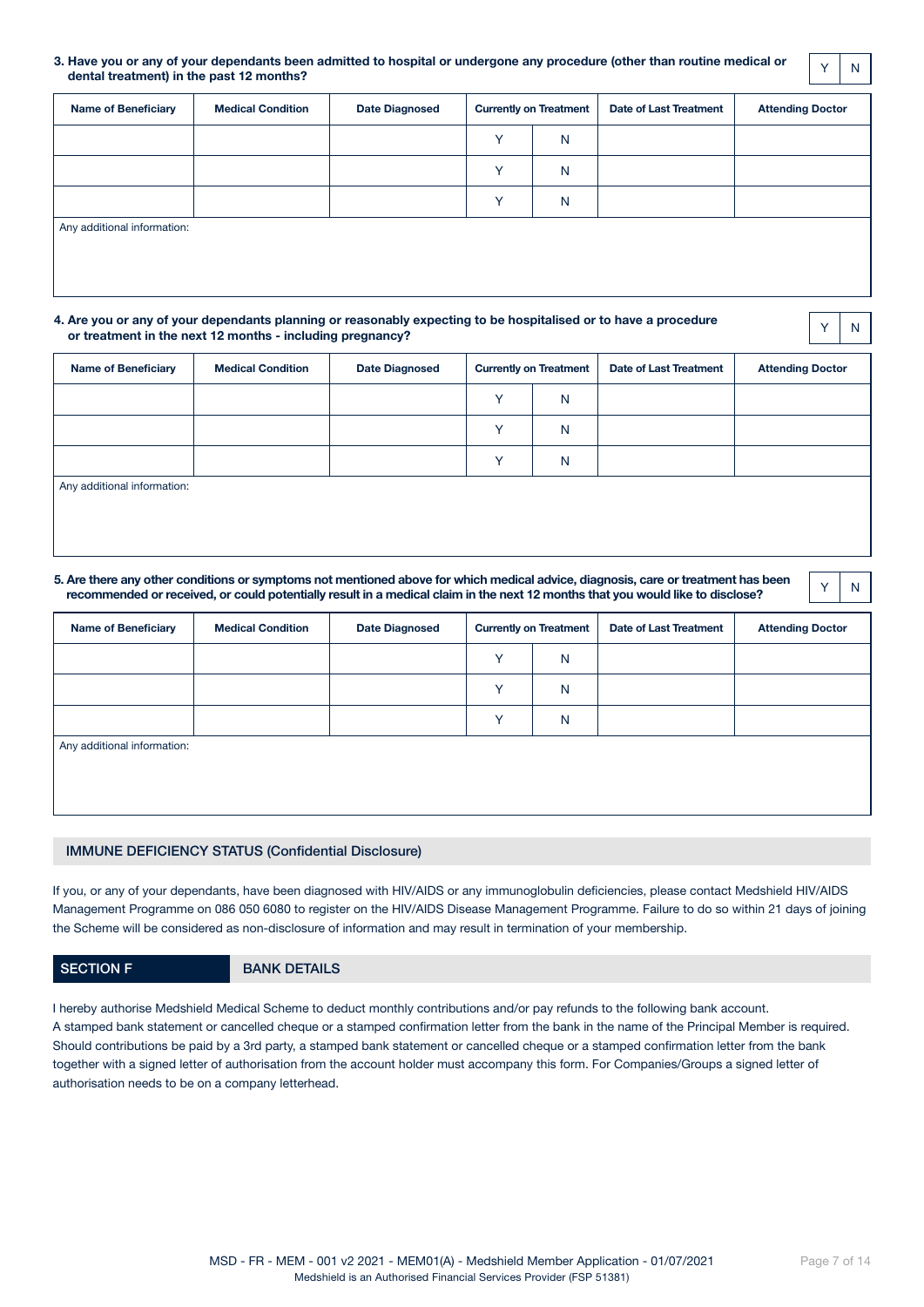**3. Have you or any of your dependants been admitted to hospital or undergone any procedure (other than routine medical or dental treatment) in the past 12 months?** Y | N

| Name of Beneficiary | Medical Condition | Date Diagnosed | Currently on Treatment | | Date of Last Treatment | Attending Doctor |
|---|---|---|---|---|---|---|
| | | | Y | N | | |
| | | | Y | N | | |
| | | | Y | N | | |

Any additional information:

**4. Are you or any of your dependants planning or reasonably expecting to be hospitalised or to have a procedure or treatment in the next 12 months - including pregnancy?** Y | N

| Name of Beneficiary | Medical Condition | Date Diagnosed | Currently on Treatment | | Date of Last Treatment | Attending Doctor |
|---|---|---|---|---|---|---|
| | | | Y | N | | |
| | | | Y | N | | |
| | | | Y | N | | |

Any additional information:

**5. Are there any other conditions or symptoms not mentioned above for which medical advice, diagnosis, care or treatment has been recommended or received, or could potentially result in a medical claim in the next 12 months that you would like to disclose?** Y | N

| Name of Beneficiary | Medical Condition | Date Diagnosed | Currently on Treatment | | Date of Last Treatment | Attending Doctor |
|---|---|---|---|---|---|---|
| | | | Y | N | | |
| | | | Y | N | | |
| | | | Y | N | | |

Any additional information:

## IMMUNE DEFICIENCY STATUS (Confidential Disclosure)

If you, or any of your dependants, have been diagnosed with HIV/AIDS or any immunoglobulin deficiencies, please contact Medshield HIV/AIDS Management Programme on 086 050 6080 to register on the HIV/AIDS Disease Management Programme. Failure to do so within 21 days of joining the Scheme will be considered as non-disclosure of information and may result in termination of your membership.

## SECTION F BANK DETAILS

I hereby authorise Medshield Medical Scheme to deduct monthly contributions and/or pay refunds to the following bank account.
A stamped bank statement or cancelled cheque or a stamped confirmation letter from the bank in the name of the Principal Member is required. Should contributions be paid by a 3rd party, a stamped bank statement or cancelled cheque or a stamped confirmation letter from the bank together with a signed letter of authorisation from the account holder must accompany this form. For Companies/Groups a signed letter of authorisation needs to be on a company letterhead.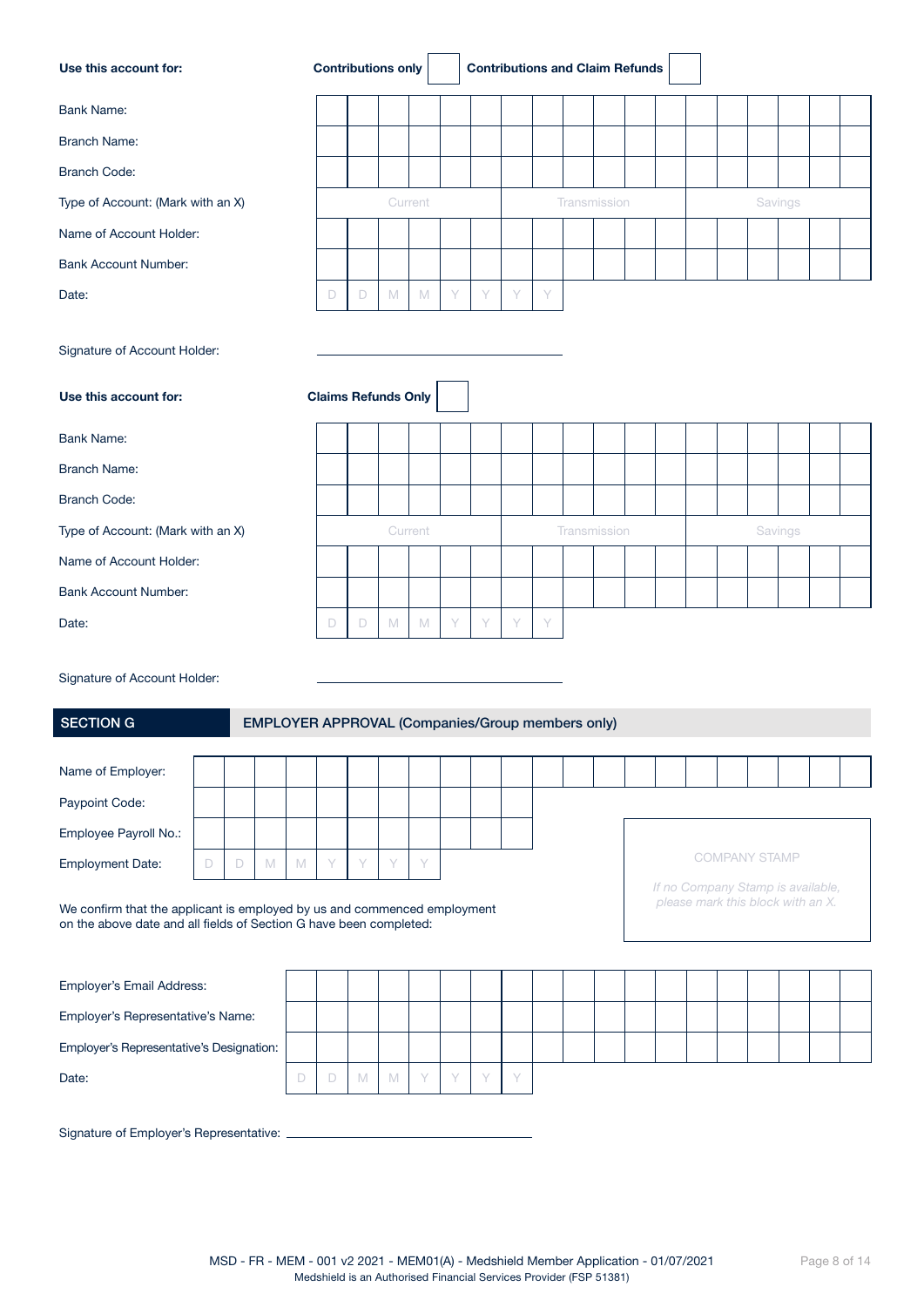**Use this account for:** **Contributions only** ☐ **Contributions and Claim Refunds** ☐

| | |
|---|---|
| Bank Name: | |
| Branch Name: | |
| Branch Code: | |
| Type of Account: (Mark with an X) | Current / Transmission / Savings |
| Name of Account Holder: | |
| Bank Account Number: | |
| Date: | D D M M Y Y Y Y |

Signature of Account Holder: ______________________

**Use this account for:** **Claims Refunds Only** ☐

| | |
|---|---|
| Bank Name: | |
| Branch Name: | |
| Branch Code: | |
| Type of Account: (Mark with an X) | Current / Transmission / Savings |
| Name of Account Holder: | |
| Bank Account Number: | |
| Date: | D D M M Y Y Y Y |

Signature of Account Holder: ______________________

## SECTION G — EMPLOYER APPROVAL (Companies/Group members only)

| | |
|---|---|
| Name of Employer: | |
| Paypoint Code: | |
| Employee Payroll No.: | |
| Employment Date: | D D M M Y Y Y Y |

COMPANY STAMP

*If no Company Stamp is available, please mark this block with an X.*

We confirm that the applicant is employed by us and commenced employment on the above date and all fields of Section G have been completed:

| | |
|---|---|
| Employer's Email Address: | |
| Employer's Representative's Name: | |
| Employer's Representative's Designation: | |
| Date: | D D M M Y Y Y Y |

Signature of Employer's Representative: ______________________

MSD - FR - MEM - 001 v2 2021 - MEM01(A) - Medshield Member Application - 01/07/2021
Medshield is an Authorised Financial Services Provider (FSP 51381)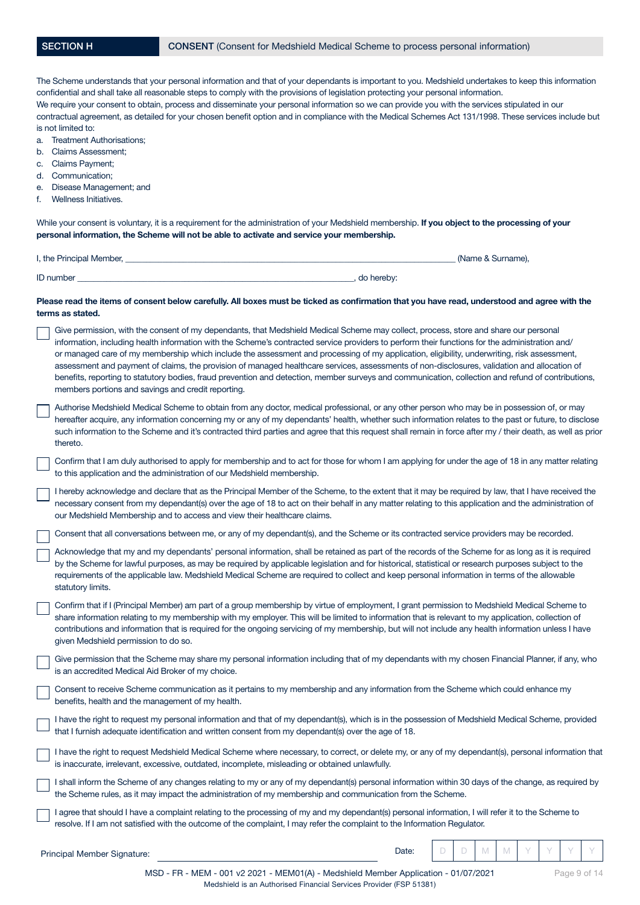## SECTION H — CONSENT (Consent for Medshield Medical Scheme to process personal information)

The Scheme understands that your personal information and that of your dependants is important to you. Medshield undertakes to keep this information confidential and shall take all reasonable steps to comply with the provisions of legislation protecting your personal information.
We require your consent to obtain, process and disseminate your personal information so we can provide you with the services stipulated in our contractual agreement, as detailed for your chosen benefit option and in compliance with the Medical Schemes Act 131/1998. These services include but is not limited to:

a. Treatment Authorisations;
b. Claims Assessment;
c. Claims Payment;
d. Communication;
e. Disease Management; and
f. Wellness Initiatives.

While your consent is voluntary, it is a requirement for the administration of your Medshield membership. **If you object to the processing of your personal information, the Scheme will not be able to activate and service your membership.**

I, the Principal Member, ______________________________________________ (Name & Surname),

ID number ______________________________________, do hereby:

**Please read the items of consent below carefully. All boxes must be ticked as confirmation that you have read, understood and agree with the terms as stated.**

- ☐ Give permission, with the consent of my dependants, that Medshield Medical Scheme may collect, process, store and share our personal information, including health information with the Scheme's contracted service providers to perform their functions for the administration and/ or managed care of my membership which include the assessment and processing of my application, eligibility, underwriting, risk assessment, assessment and payment of claims, the provision of managed healthcare services, assessments of non-disclosures, validation and allocation of benefits, reporting to statutory bodies, fraud prevention and detection, member surveys and communication, collection and refund of contributions, members portions and savings and credit reporting.
- ☐ Authorise Medshield Medical Scheme to obtain from any doctor, medical professional, or any other person who may be in possession of, or may hereafter acquire, any information concerning my or any of my dependants' health, whether such information relates to the past or future, to disclose such information to the Scheme and it's contracted third parties and agree that this request shall remain in force after my / their death, as well as prior thereto.
- ☐ Confirm that I am duly authorised to apply for membership and to act for those for whom I am applying for under the age of 18 in any matter relating to this application and the administration of our Medshield membership.
- ☐ I hereby acknowledge and declare that as the Principal Member of the Scheme, to the extent that it may be required by law, that I have received the necessary consent from my dependant(s) over the age of 18 to act on their behalf in any matter relating to this application and the administration of our Medshield Membership and to access and view their healthcare claims.
- ☐ Consent that all conversations between me, or any of my dependant(s), and the Scheme or its contracted service providers may be recorded.
- ☐ Acknowledge that my and my dependants' personal information, shall be retained as part of the records of the Scheme for as long as it is required by the Scheme for lawful purposes, as may be required by applicable legislation and for historical, statistical or research purposes subject to the requirements of the applicable law. Medshield Medical Scheme are required to collect and keep personal information in terms of the allowable statutory limits.
- ☐ Confirm that if I (Principal Member) am part of a group membership by virtue of employment, I grant permission to Medshield Medical Scheme to share information relating to my membership with my employer. This will be limited to information that is relevant to my application, collection of contributions and information that is required for the ongoing servicing of my membership, but will not include any health information unless I have given Medshield permission to do so.
- ☐ Give permission that the Scheme may share my personal information including that of my dependants with my chosen Financial Planner, if any, who is an accredited Medical Aid Broker of my choice.
- ☐ Consent to receive Scheme communication as it pertains to my membership and any information from the Scheme which could enhance my benefits, health and the management of my health.
- ☐ I have the right to request my personal information and that of my dependant(s), which is in the possession of Medshield Medical Scheme, provided that I furnish adequate identification and written consent from my dependant(s) over the age of 18.
- ☐ I have the right to request Medshield Medical Scheme where necessary, to correct, or delete my, or any of my dependant(s), personal information that is inaccurate, irrelevant, excessive, outdated, incomplete, misleading or obtained unlawfully.
- ☐ I shall inform the Scheme of any changes relating to my or any of my dependant(s) personal information within 30 days of the change, as required by the Scheme rules, as it may impact the administration of my membership and communication from the Scheme.
- ☐ I agree that should I have a complaint relating to the processing of my and my dependant(s) personal information, I will refer it to the Scheme to resolve. If I am not satisfied with the outcome of the complaint, I may refer the complaint to the Information Regulator.

Principal Member Signature: ______________________________ Date: | D | D | M | M | Y | Y | Y | Y |

MSD - FR - MEM - 001 v2 2021 - MEM01(A) - Medshield Member Application - 01/07/2021

Medshield is an Authorised Financial Services Provider (FSP 51381)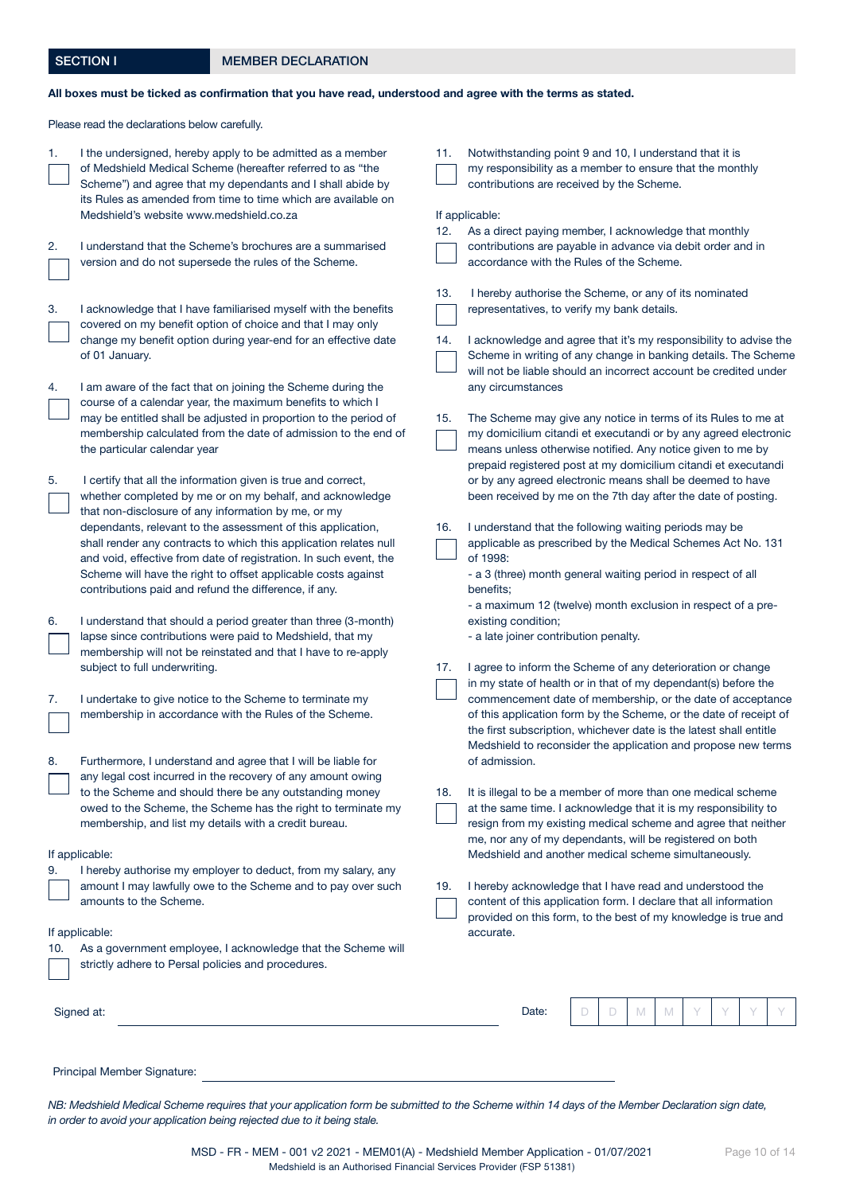## SECTION I MEMBER DECLARATION

**All boxes must be ticked as confirmation that you have read, understood and agree with the terms as stated.**

Please read the declarations below carefully.

1. ☐ I the undersigned, hereby apply to be admitted as a member of Medshield Medical Scheme (hereafter referred to as "the Scheme") and agree that my dependants and I shall abide by its Rules as amended from time to time which are available on Medshield's website www.medshield.co.za

2. ☐ I understand that the Scheme's brochures are a summarised version and do not supersede the rules of the Scheme.

3. ☐ I acknowledge that I have familiarised myself with the benefits covered on my benefit option of choice and that I may only change my benefit option during year-end for an effective date of 01 January.

4. ☐ I am aware of the fact that on joining the Scheme during the course of a calendar year, the maximum benefits to which I may be entitled shall be adjusted in proportion to the period of membership calculated from the date of admission to the end of the particular calendar year

5. ☐ I certify that all the information given is true and correct, whether completed by me or on my behalf, and acknowledge that non-disclosure of any information by me, or my dependants, relevant to the assessment of this application, shall render any contracts to which this application relates null and void, effective from date of registration. In such event, the Scheme will have the right to offset applicable costs against contributions paid and refund the difference, if any.

6. ☐ I understand that should a period greater than three (3-month) lapse since contributions were paid to Medshield, that my membership will not be reinstated and that I have to re-apply subject to full underwriting.

7. ☐ I undertake to give notice to the Scheme to terminate my membership in accordance with the Rules of the Scheme.

8. ☐ Furthermore, I understand and agree that I will be liable for any legal cost incurred in the recovery of any amount owing to the Scheme and should there be any outstanding money owed to the Scheme, the Scheme has the right to terminate my membership, and list my details with a credit bureau.

If applicable:

9. ☐ I hereby authorise my employer to deduct, from my salary, any amount I may lawfully owe to the Scheme and to pay over such amounts to the Scheme.

If applicable:

10. ☐ As a government employee, I acknowledge that the Scheme will strictly adhere to Persal policies and procedures.

11. ☐ Notwithstanding point 9 and 10, I understand that it is my responsibility as a member to ensure that the monthly contributions are received by the Scheme.

If applicable:

12. ☐ As a direct paying member, I acknowledge that monthly contributions are payable in advance via debit order and in accordance with the Rules of the Scheme.

13. ☐ I hereby authorise the Scheme, or any of its nominated representatives, to verify my bank details.

14. ☐ I acknowledge and agree that it's my responsibility to advise the Scheme in writing of any change in banking details. The Scheme will not be liable should an incorrect account be credited under any circumstances

15. ☐ The Scheme may give any notice in terms of its Rules to me at my domicilium citandi et executandi or by any agreed electronic means unless otherwise notified. Any notice given to me by prepaid registered post at my domicilium citandi et executandi or by any agreed electronic means shall be deemed to have been received by me on the 7th day after the date of posting.

16. ☐ I understand that the following waiting periods may be applicable as prescribed by the Medical Schemes Act No. 131 of 1998:
    - a 3 (three) month general waiting period in respect of all benefits;
    - a maximum 12 (twelve) month exclusion in respect of a pre-existing condition;
    - a late joiner contribution penalty.

17. ☐ I agree to inform the Scheme of any deterioration or change in my state of health or in that of my dependant(s) before the commencement date of membership, or the date of acceptance of this application form by the Scheme, or the date of receipt of the first subscription, whichever date is the latest shall entitle Medshield to reconsider the application and propose new terms of admission.

18. ☐ It is illegal to be a member of more than one medical scheme at the same time. I acknowledge that it is my responsibility to resign from my existing medical scheme and agree that neither me, nor any of my dependants, will be registered on both Medshield and another medical scheme simultaneously.

19. ☐ I hereby acknowledge that I have read and understood the content of this application form. I declare that all information provided on this form, to the best of my knowledge is true and accurate.

Signed at: ______________________ Date: D D M M Y Y Y Y

Principal Member Signature: ______________________

*NB: Medshield Medical Scheme requires that your application form be submitted to the Scheme within 14 days of the Member Declaration sign date, in order to avoid your application being rejected due to it being stale.*

MSD - FR - MEM - 001 v2 2021 - MEM01(A) - Medshield Member Application - 01/07/2021
Medshield is an Authorised Financial Services Provider (FSP 51381)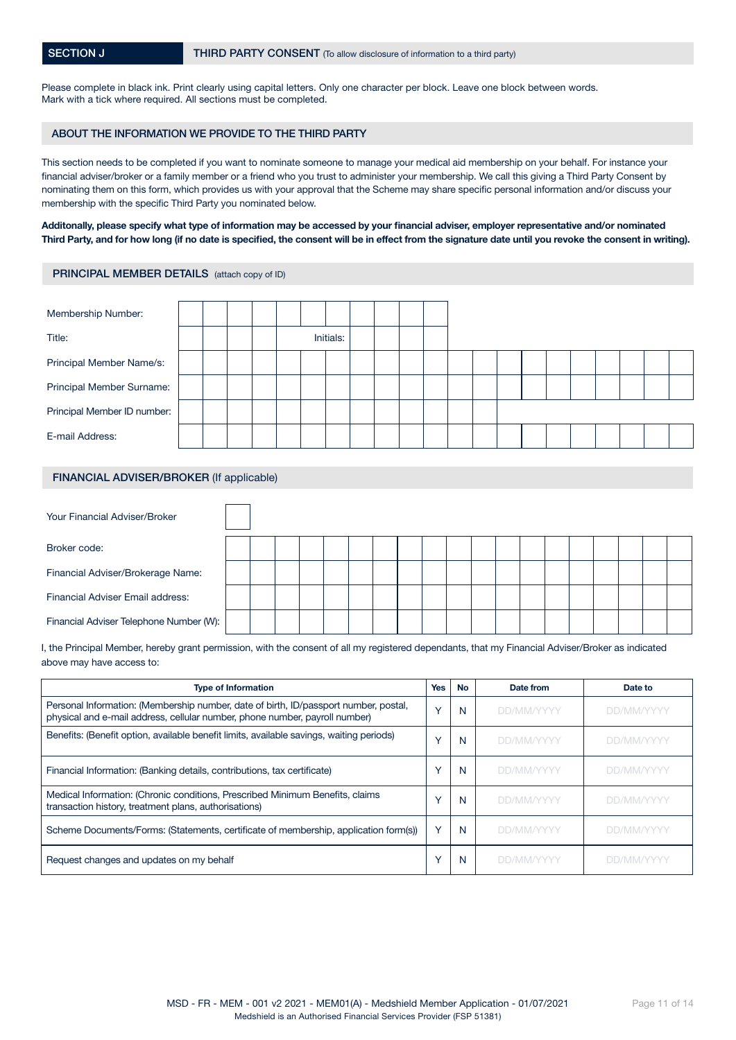## SECTION J — THIRD PARTY CONSENT (To allow disclosure of information to a third party)

Please complete in black ink. Print clearly using capital letters. Only one character per block. Leave one block between words.
Mark with a tick where required. All sections must be completed.

### ABOUT THE INFORMATION WE PROVIDE TO THE THIRD PARTY

This section needs to be completed if you want to nominate someone to manage your medical aid membership on your behalf. For instance your financial adviser/broker or a family member or a friend who you trust to administer your membership. We call this giving a Third Party Consent by nominating them on this form, which provides us with your approval that the Scheme may share specific personal information and/or discuss your membership with the specific Third Party you nominated below.

**Additonally, please specify what type of information may be accessed by your financial adviser, employer representative and/or nominated Third Party, and for how long (if no date is specified, the consent will be in effect from the signature date until you revoke the consent in writing).**

### PRINCIPAL MEMBER DETAILS (attach copy of ID)

Membership Number:

Title: Initials:

Principal Member Name/s:

Principal Member Surname:

Principal Member ID number:

E-mail Address:

### FINANCIAL ADVISER/BROKER (If applicable)

Your Financial Adviser/Broker

Broker code:

Financial Adviser/Brokerage Name:

Financial Adviser Email address:

Financial Adviser Telephone Number (W):

I, the Principal Member, hereby grant permission, with the consent of all my registered dependants, that my Financial Adviser/Broker as indicated above may have access to:

| Type of Information | Yes | No | Date from | Date to |
|---|---|---|---|---|
| Personal Information: (Membership number, date of birth, ID/passport number, postal, physical and e-mail address, cellular number, phone number, payroll number) | Y | N | DD/MM/YYYY | DD/MM/YYYY |
| Benefits: (Benefit option, available benefit limits, available savings, waiting periods) | Y | N | DD/MM/YYYY | DD/MM/YYYY |
| Financial Information: (Banking details, contributions, tax certificate) | Y | N | DD/MM/YYYY | DD/MM/YYYY |
| Medical Information: (Chronic conditions, Prescribed Minimum Benefits, claims transaction history, treatment plans, authorisations) | Y | N | DD/MM/YYYY | DD/MM/YYYY |
| Scheme Documents/Forms: (Statements, certificate of membership, application form(s)) | Y | N | DD/MM/YYYY | DD/MM/YYYY |
| Request changes and updates on my behalf | Y | N | DD/MM/YYYY | DD/MM/YYYY |

MSD - FR - MEM - 001 v2 2021 - MEM01(A) - Medshield Member Application - 01/07/2021
Medshield is an Authorised Financial Services Provider (FSP 51381)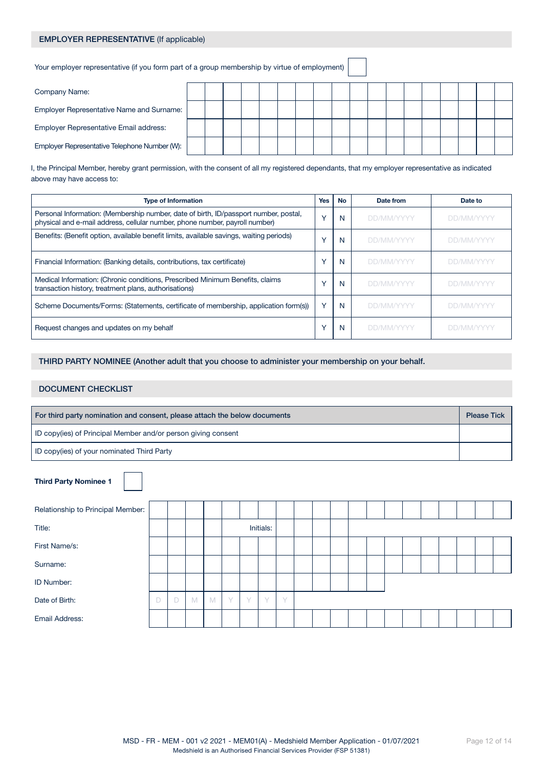## EMPLOYER REPRESENTATIVE (If applicable)

Your employer representative (if you form part of a group membership by virtue of employment) ☐

| | |
|---|---|
| Company Name: | |
| Employer Representative Name and Surname: | |
| Employer Representative Email address: | |
| Employer Representative Telephone Number (W): | |

I, the Principal Member, hereby grant permission, with the consent of all my registered dependants, that my employer representative as indicated above may have access to:

| Type of Information | Yes | No | Date from | Date to |
|---|---|---|---|---|
| Personal Information: (Membership number, date of birth, ID/passport number, postal, physical and e-mail address, cellular number, phone number, payroll number) | Y | N | DD/MM/YYYY | DD/MM/YYYY |
| Benefits: (Benefit option, available benefit limits, available savings, waiting periods) | Y | N | DD/MM/YYYY | DD/MM/YYYY |
| Financial Information: (Banking details, contributions, tax certificate) | Y | N | DD/MM/YYYY | DD/MM/YYYY |
| Medical Information: (Chronic conditions, Prescribed Minimum Benefits, claims transaction history, treatment plans, authorisations) | Y | N | DD/MM/YYYY | DD/MM/YYYY |
| Scheme Documents/Forms: (Statements, certificate of membership, application form(s)) | Y | N | DD/MM/YYYY | DD/MM/YYYY |
| Request changes and updates on my behalf | Y | N | DD/MM/YYYY | DD/MM/YYYY |

## THIRD PARTY NOMINEE (Another adult that you choose to administer your membership on your behalf.

## DOCUMENT CHECKLIST

| For third party nomination and consent, please attach the below documents | Please Tick |
|---|---|
| ID copy(ies) of Principal Member and/or person giving consent | |
| ID copy(ies) of your nominated Third Party | |

**Third Party Nominee 1** ☐

| | |
|---|---|
| Relationship to Principal Member: | |
| Title: | Initials: |
| First Name/s: | |
| Surname: | |
| ID Number: | |
| Date of Birth: | D D M M Y Y Y Y |
| Email Address: | |

MSD - FR - MEM - 001 v2 2021 - MEM01(A) - Medshield Member Application - 01/07/2021
Medshield is an Authorised Financial Services Provider (FSP 51381)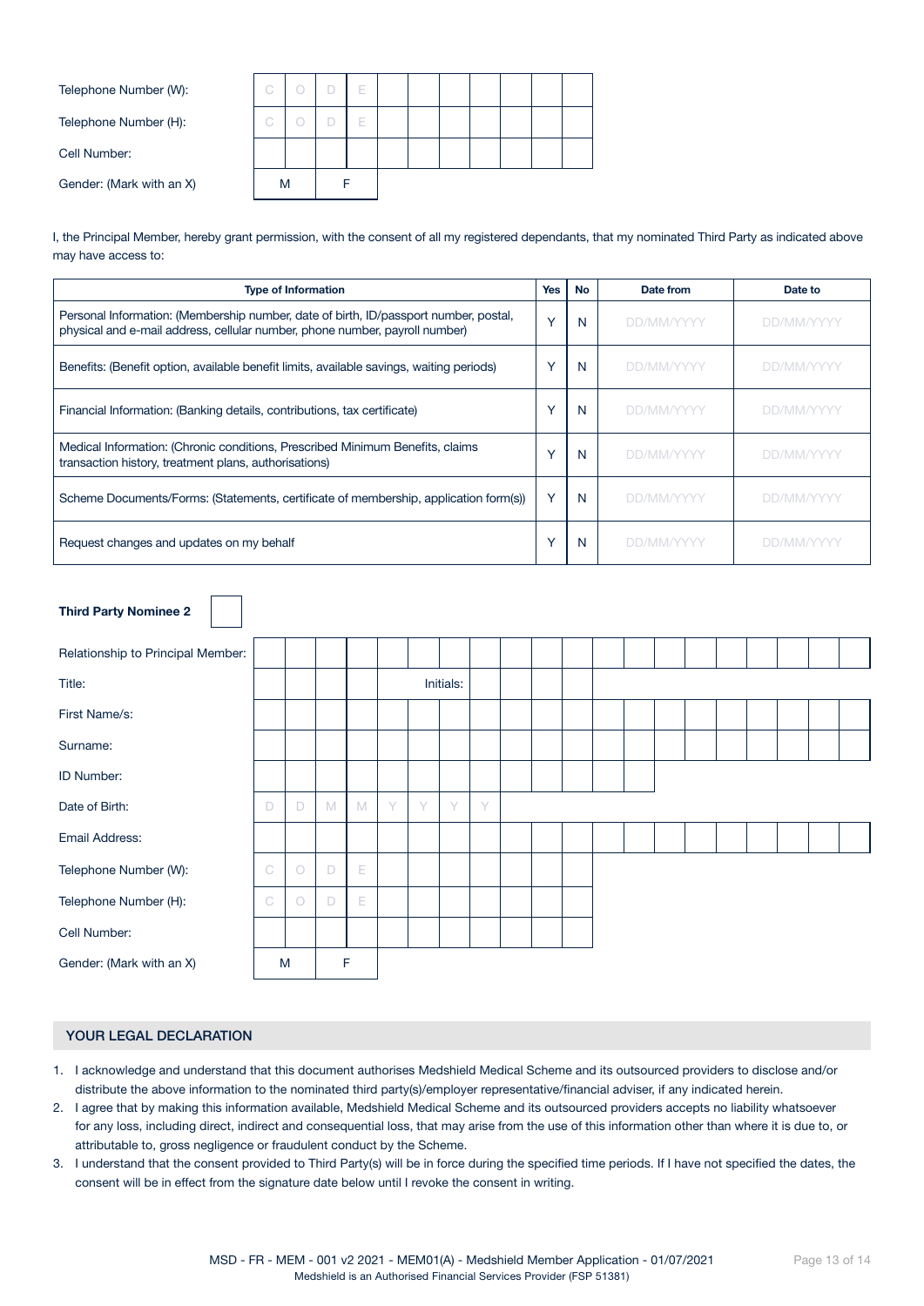| | | | | | | | | | | |
|---|---|---|---|---|---|---|---|---|---|---|
| Telephone Number (W): | C | O | D | E | | | | | | |
| Telephone Number (H): | C | O | D | E | | | | | | |
| Cell Number: | | | | | | | | | | |
| Gender: (Mark with an X) | M | | F | | | | | | | |

I, the Principal Member, hereby grant permission, with the consent of all my registered dependants, that my nominated Third Party as indicated above may have access to:

| Type of Information | Yes | No | Date from | Date to |
|---|---|---|---|---|
| Personal Information: (Membership number, date of birth, ID/passport number, postal, physical and e-mail address, cellular number, phone number, payroll number) | Y | N | DD/MM/YYYY | DD/MM/YYYY |
| Benefits: (Benefit option, available benefit limits, available savings, waiting periods) | Y | N | DD/MM/YYYY | DD/MM/YYYY |
| Financial Information: (Banking details, contributions, tax certificate) | Y | N | DD/MM/YYYY | DD/MM/YYYY |
| Medical Information: (Chronic conditions, Prescribed Minimum Benefits, claims transaction history, treatment plans, authorisations) | Y | N | DD/MM/YYYY | DD/MM/YYYY |
| Scheme Documents/Forms: (Statements, certificate of membership, application form(s)) | Y | N | DD/MM/YYYY | DD/MM/YYYY |
| Request changes and updates on my behalf | Y | N | DD/MM/YYYY | DD/MM/YYYY |

**Third Party Nominee 2** ☐

| | | | | | | | | | | | |
|---|---|---|---|---|---|---|---|---|---|---|---|
| Relationship to Principal Member: | | | | | | | | | | | |
| Title: | | | | | | Initials: | | | | | |
| First Name/s: | | | | | | | | | | | |
| Surname: | | | | | | | | | | | |
| ID Number: | | | | | | | | | | | |
| Date of Birth: | D | D | M | M | Y | Y | Y | Y | | | |
| Email Address: | | | | | | | | | | | |
| Telephone Number (W): | C | O | D | E | | | | | | | |
| Telephone Number (H): | C | O | D | E | | | | | | | |
| Cell Number: | | | | | | | | | | | |
| Gender: (Mark with an X) | M | | F | | | | | | | | |

## YOUR LEGAL DECLARATION

1. I acknowledge and understand that this document authorises Medshield Medical Scheme and its outsourced providers to disclose and/or distribute the above information to the nominated third party(s)/employer representative/financial adviser, if any indicated herein.
2. I agree that by making this information available, Medshield Medical Scheme and its outsourced providers accepts no liability whatsoever for any loss, including direct, indirect and consequential loss, that may arise from the use of this information other than where it is due to, or attributable to, gross negligence or fraudulent conduct by the Scheme.
3. I understand that the consent provided to Third Party(s) will be in force during the specified time periods. If I have not specified the dates, the consent will be in effect from the signature date below until I revoke the consent in writing.

MSD - FR - MEM - 001 v2 2021 - MEM01(A) - Medshield Member Application - 01/07/2021
Medshield is an Authorised Financial Services Provider (FSP 51381)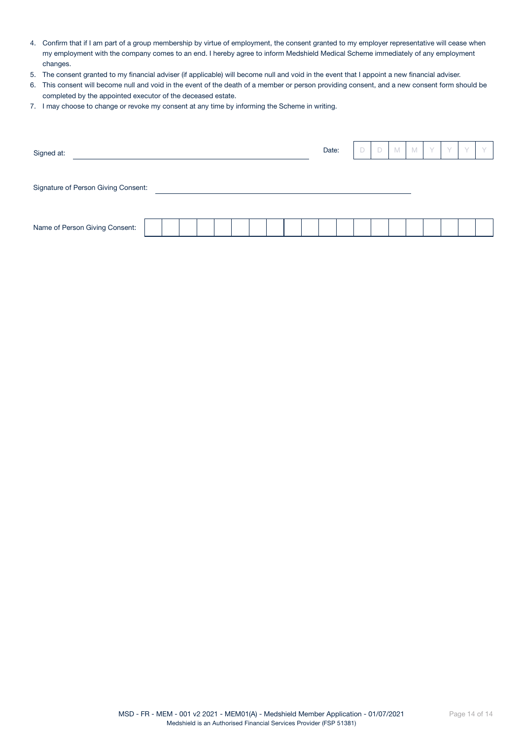4. Confirm that if I am part of a group membership by virtue of employment, the consent granted to my employer representative will cease when my employment with the company comes to an end. I hereby agree to inform Medshield Medical Scheme immediately of any employment changes.
5. The consent granted to my financial adviser (if applicable) will become null and void in the event that I appoint a new financial adviser.
6. This consent will become null and void in the event of the death of a member or person providing consent, and a new consent form should be completed by the appointed executor of the deceased estate.
7. I may choose to change or revoke my consent at any time by informing the Scheme in writing.

Signed at: ______________________________ Date: D D M M Y Y Y Y

Signature of Person Giving Consent: ______________________________

Name of Person Giving Consent: ______________________________

MSD - FR - MEM - 001 v2 2021 - MEM01(A) - Medshield Member Application - 01/07/2021

Medshield is an Authorised Financial Services Provider (FSP 51381)